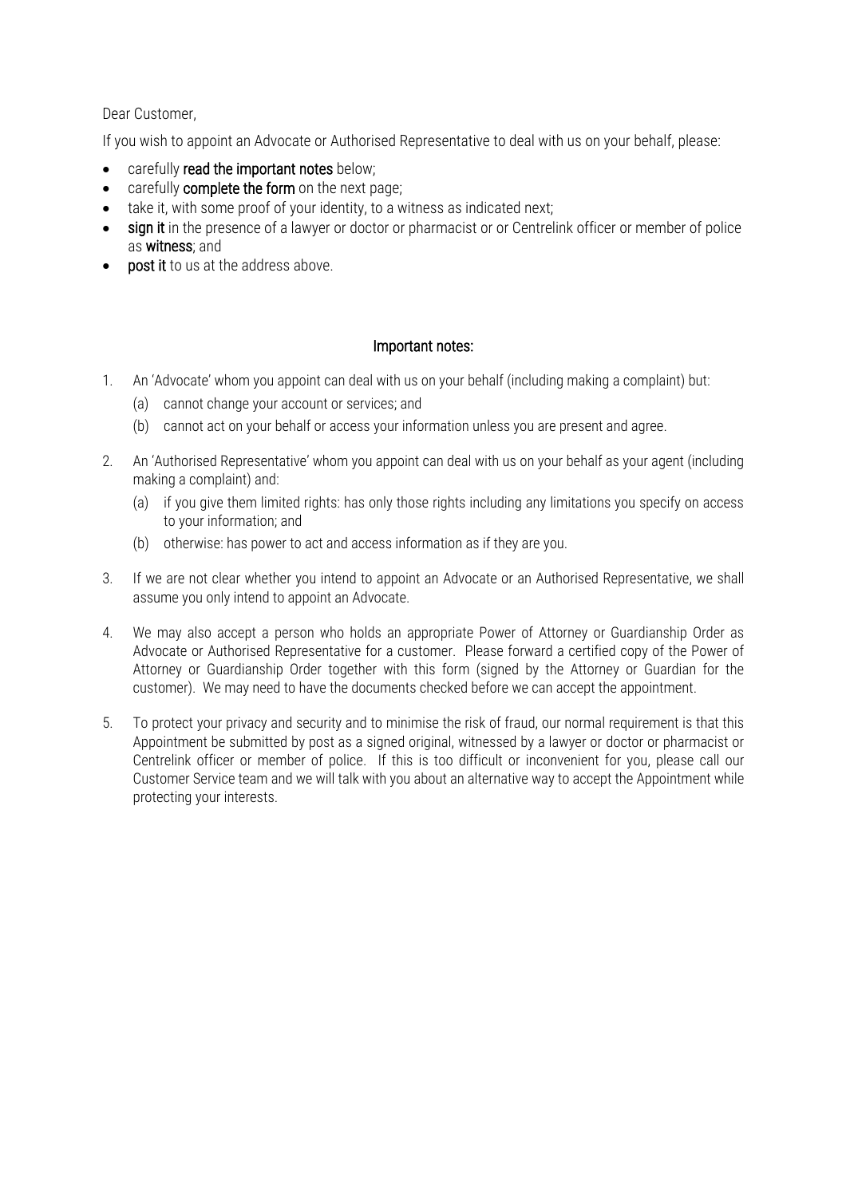Dear Customer,

If you wish to appoint an Advocate or Authorised Representative to deal with us on your behalf, please:

- carefully **read the important notes** below;
- carefully **complete the form** on the next page;
- take it, with some proof of your identity, to a witness as indicated next;
- **sign it** in the presence of a lawyer or doctor or pharmacist or or Centrelink officer or member of police as **witness**; and
- **post it** to us at the address above.

## Important notes:

1. An 'Advocate' whom you appoint can deal with us on your behalf (including making a complaint) but:
   (a) cannot change your account or services; and
   (b) cannot act on your behalf or access your information unless you are present and agree.

2. An 'Authorised Representative' whom you appoint can deal with us on your behalf as your agent (including making a complaint) and:
   (a) if you give them limited rights: has only those rights including any limitations you specify on access to your information; and
   (b) otherwise: has power to act and access information as if they are you.

3. If we are not clear whether you intend to appoint an Advocate or an Authorised Representative, we shall assume you only intend to appoint an Advocate.

4. We may also accept a person who holds an appropriate Power of Attorney or Guardianship Order as Advocate or Authorised Representative for a customer. Please forward a certified copy of the Power of Attorney or Guardianship Order together with this form (signed by the Attorney or Guardian for the customer). We may need to have the documents checked before we can accept the appointment.

5. To protect your privacy and security and to minimise the risk of fraud, our normal requirement is that this Appointment be submitted by post as a signed original, witnessed by a lawyer or doctor or pharmacist or Centrelink officer or member of police. If this is too difficult or inconvenient for you, please call our Customer Service team and we will talk with you about an alternative way to accept the Appointment while protecting your interests.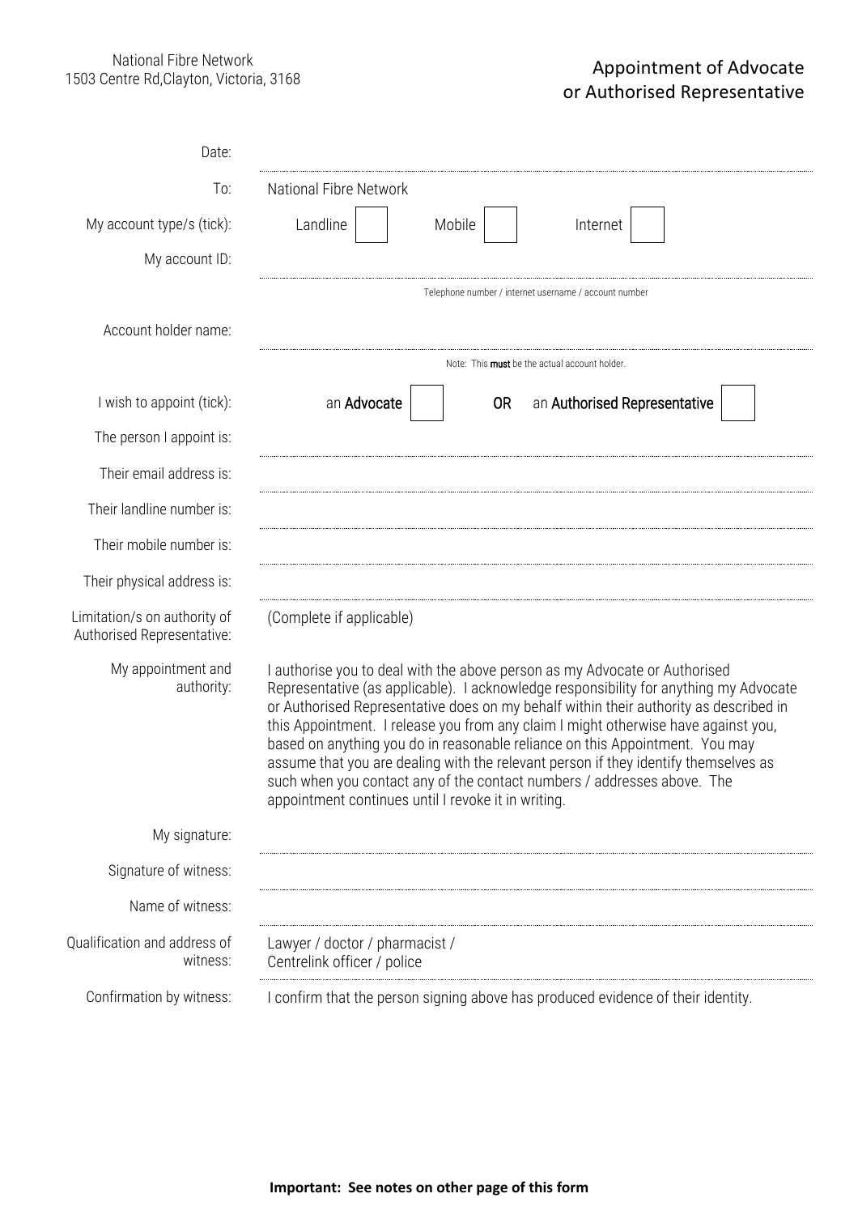National Fibre Network
1503 Centre Rd,Clayton, Victoria, 3168

# Appointment of Advocate or Authorised Representative

Date:

To: National Fibre Network

My account type/s (tick): Landline ☐ Mobile ☐ Internet ☐

My account ID:

Telephone number / internet username / account number

Account holder name:

Note: This **must** be the actual account holder.

I wish to appoint (tick): an **Advocate** ☐ **OR** an **Authorised Representative** ☐

The person I appoint is:

Their email address is:

Their landline number is:

Their mobile number is:

Their physical address is:

Limitation/s on authority of Authorised Representative: (Complete if applicable)

My appointment and authority: I authorise you to deal with the above person as my Advocate or Authorised Representative (as applicable). I acknowledge responsibility for anything my Advocate or Authorised Representative does on my behalf within their authority as described in this Appointment. I release you from any claim I might otherwise have against you, based on anything you do in reasonable reliance on this Appointment. You may assume that you are dealing with the relevant person if they identify themselves as such when you contact any of the contact numbers / addresses above. The appointment continues until I revoke it in writing.

My signature:

Signature of witness:

Name of witness:

Qualification and address of witness: Lawyer / doctor / pharmacist / Centrelink officer / police

Confirmation by witness: I confirm that the person signing above has produced evidence of their identity.

**Important: See notes on other page of this form**